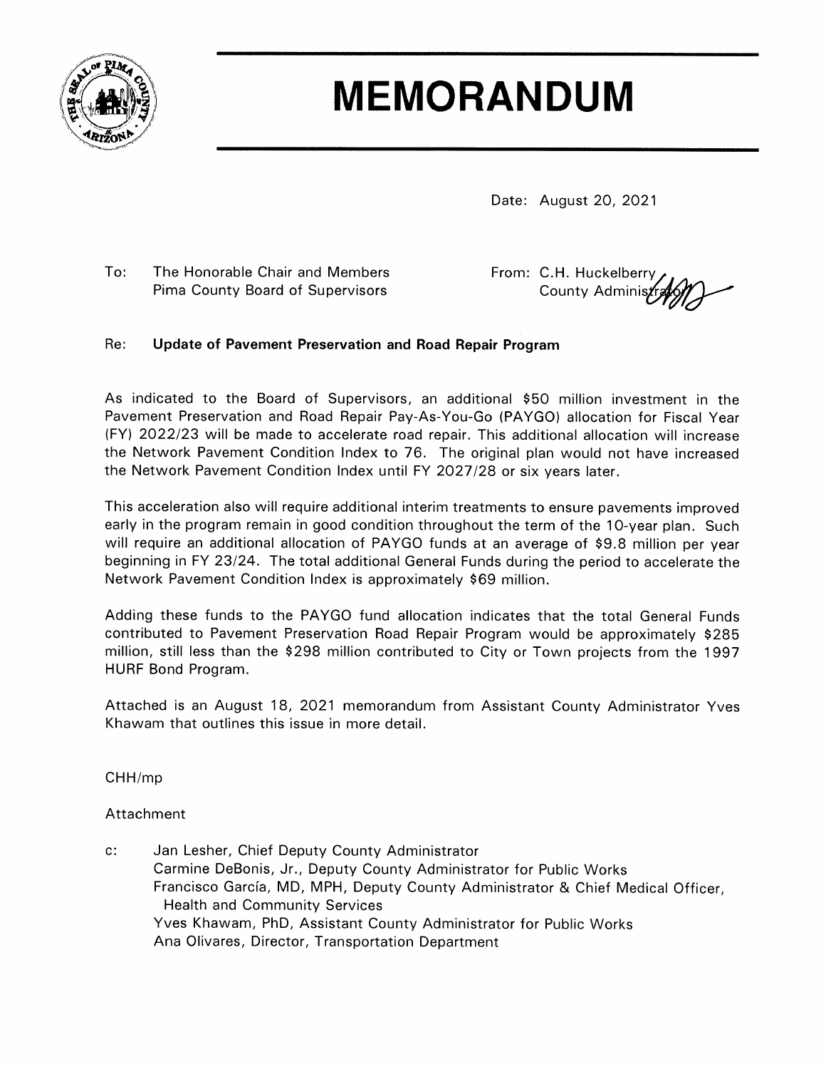# MEMORANDUM

Date: August 20, 2021

To: The Honorable Chair and Members
Pima County Board of Supervisors

From: C.H. Huckelberry
County Administrator

Re: **Update of Pavement Preservation and Road Repair Program**

As indicated to the Board of Supervisors, an additional $50 million investment in the Pavement Preservation and Road Repair Pay-As-You-Go (PAYGO) allocation for Fiscal Year (FY) 2022/23 will be made to accelerate road repair. This additional allocation will increase the Network Pavement Condition Index to 76. The original plan would not have increased the Network Pavement Condition Index until FY 2027/28 or six years later.

This acceleration also will require additional interim treatments to ensure pavements improved early in the program remain in good condition throughout the term of the 10-year plan. Such will require an additional allocation of PAYGO funds at an average of $9.8 million per year beginning in FY 23/24. The total additional General Funds during the period to accelerate the Network Pavement Condition Index is approximately $69 million.

Adding these funds to the PAYGO fund allocation indicates that the total General Funds contributed to Pavement Preservation Road Repair Program would be approximately $285 million, still less than the $298 million contributed to City or Town projects from the 1997 HURF Bond Program.

Attached is an August 18, 2021 memorandum from Assistant County Administrator Yves Khawam that outlines this issue in more detail.

CHH/mp

Attachment

c: Jan Lesher, Chief Deputy County Administrator
Carmine DeBonis, Jr., Deputy County Administrator for Public Works
Francisco García, MD, MPH, Deputy County Administrator & Chief Medical Officer, Health and Community Services
Yves Khawam, PhD, Assistant County Administrator for Public Works
Ana Olivares, Director, Transportation Department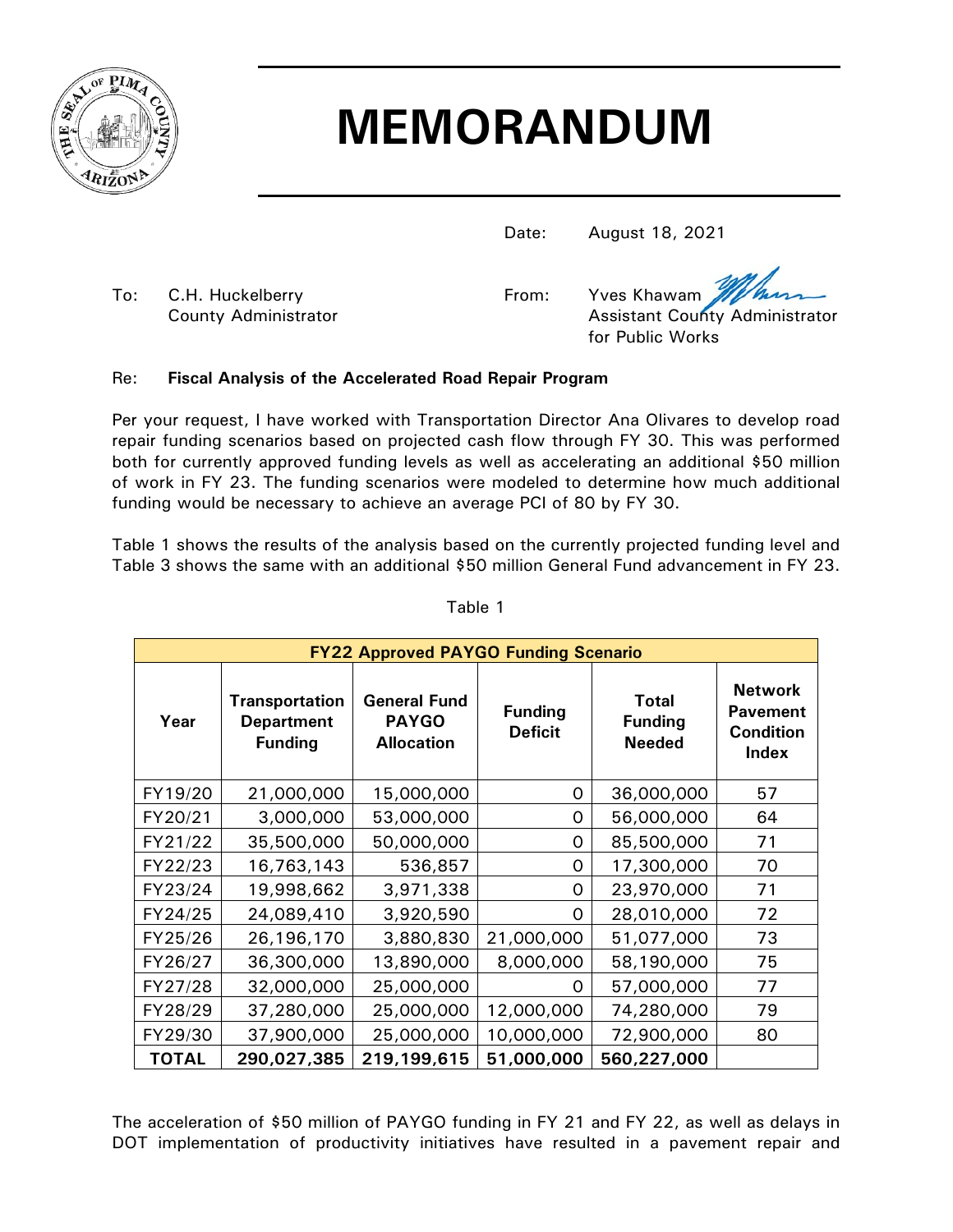# MEMORANDUM

Date: August 18, 2021

To: C.H. Huckelberry
County Administrator

From: Yves Khawam
Assistant County Administrator
for Public Works

Re: **Fiscal Analysis of the Accelerated Road Repair Program**

Per your request, I have worked with Transportation Director Ana Olivares to develop road repair funding scenarios based on projected cash flow through FY 30. This was performed both for currently approved funding levels as well as accelerating an additional $50 million of work in FY 23. The funding scenarios were modeled to determine how much additional funding would be necessary to achieve an average PCI of 80 by FY 30.

Table 1 shows the results of the analysis based on the currently projected funding level and Table 3 shows the same with an additional $50 million General Fund advancement in FY 23.

Table 1

| **FY22 Approved PAYGO Funding Scenario** | | | | | |
|---|---|---|---|---|---|
| **Year** | **Transportation Department Funding** | **General Fund PAYGO Allocation** | **Funding Deficit** | **Total Funding Needed** | **Network Pavement Condition Index** |
| FY19/20 | 21,000,000 | 15,000,000 | 0 | 36,000,000 | 57 |
| FY20/21 | 3,000,000 | 53,000,000 | 0 | 56,000,000 | 64 |
| FY21/22 | 35,500,000 | 50,000,000 | 0 | 85,500,000 | 71 |
| FY22/23 | 16,763,143 | 536,857 | 0 | 17,300,000 | 70 |
| FY23/24 | 19,998,662 | 3,971,338 | 0 | 23,970,000 | 71 |
| FY24/25 | 24,089,410 | 3,920,590 | 0 | 28,010,000 | 72 |
| FY25/26 | 26,196,170 | 3,880,830 | 21,000,000 | 51,077,000 | 73 |
| FY26/27 | 36,300,000 | 13,890,000 | 8,000,000 | 58,190,000 | 75 |
| FY27/28 | 32,000,000 | 25,000,000 | 0 | 57,000,000 | 77 |
| FY28/29 | 37,280,000 | 25,000,000 | 12,000,000 | 74,280,000 | 79 |
| FY29/30 | 37,900,000 | 25,000,000 | 10,000,000 | 72,900,000 | 80 |
| **TOTAL** | **290,027,385** | **219,199,615** | **51,000,000** | **560,227,000** | |

The acceleration of $50 million of PAYGO funding in FY 21 and FY 22, as well as delays in DOT implementation of productivity initiatives have resulted in a pavement repair and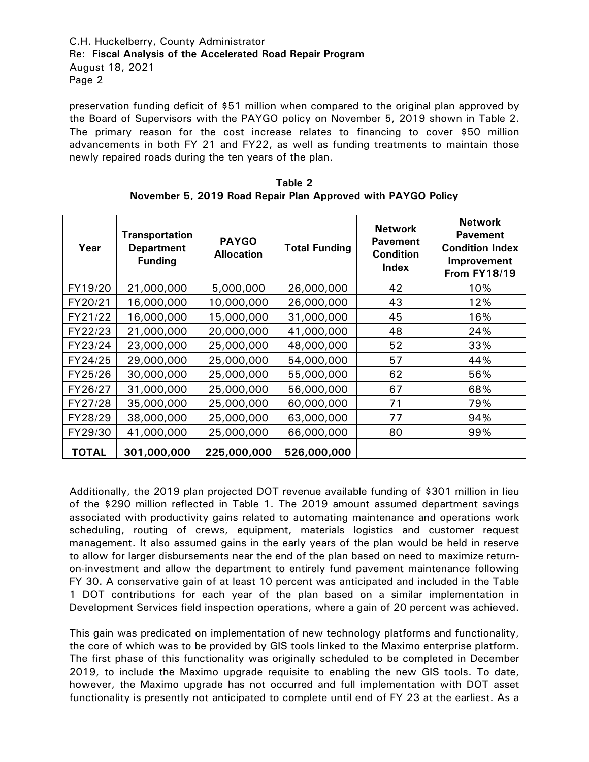preservation funding deficit of $51 million when compared to the original plan approved by the Board of Supervisors with the PAYGO policy on November 5, 2019 shown in Table 2. The primary reason for the cost increase relates to financing to cover $50 million advancements in both FY 21 and FY22, as well as funding treatments to maintain those newly repaired roads during the ten years of the plan.

**Table 2**
**November 5, 2019 Road Repair Plan Approved with PAYGO Policy**

| Year | Transportation Department Funding | PAYGO Allocation | Total Funding | Network Pavement Condition Index | Network Pavement Condition Index Improvement From FY18/19 |
|---|---|---|---|---|---|
| FY19/20 | 21,000,000 | 5,000,000 | 26,000,000 | 42 | 10% |
| FY20/21 | 16,000,000 | 10,000,000 | 26,000,000 | 43 | 12% |
| FY21/22 | 16,000,000 | 15,000,000 | 31,000,000 | 45 | 16% |
| FY22/23 | 21,000,000 | 20,000,000 | 41,000,000 | 48 | 24% |
| FY23/24 | 23,000,000 | 25,000,000 | 48,000,000 | 52 | 33% |
| FY24/25 | 29,000,000 | 25,000,000 | 54,000,000 | 57 | 44% |
| FY25/26 | 30,000,000 | 25,000,000 | 55,000,000 | 62 | 56% |
| FY26/27 | 31,000,000 | 25,000,000 | 56,000,000 | 67 | 68% |
| FY27/28 | 35,000,000 | 25,000,000 | 60,000,000 | 71 | 79% |
| FY28/29 | 38,000,000 | 25,000,000 | 63,000,000 | 77 | 94% |
| FY29/30 | 41,000,000 | 25,000,000 | 66,000,000 | 80 | 99% |
| **TOTAL** | **301,000,000** | **225,000,000** | **526,000,000** | | |

Additionally, the 2019 plan projected DOT revenue available funding of $301 million in lieu of the $290 million reflected in Table 1. The 2019 amount assumed department savings associated with productivity gains related to automating maintenance and operations work scheduling, routing of crews, equipment, materials logistics and customer request management. It also assumed gains in the early years of the plan would be held in reserve to allow for larger disbursements near the end of the plan based on need to maximize return-on-investment and allow the department to entirely fund pavement maintenance following FY 30. A conservative gain of at least 10 percent was anticipated and included in the Table 1 DOT contributions for each year of the plan based on a similar implementation in Development Services field inspection operations, where a gain of 20 percent was achieved.

This gain was predicated on implementation of new technology platforms and functionality, the core of which was to be provided by GIS tools linked to the Maximo enterprise platform. The first phase of this functionality was originally scheduled to be completed in December 2019, to include the Maximo upgrade requisite to enabling the new GIS tools. To date, however, the Maximo upgrade has not occurred and full implementation with DOT asset functionality is presently not anticipated to complete until end of FY 23 at the earliest. As a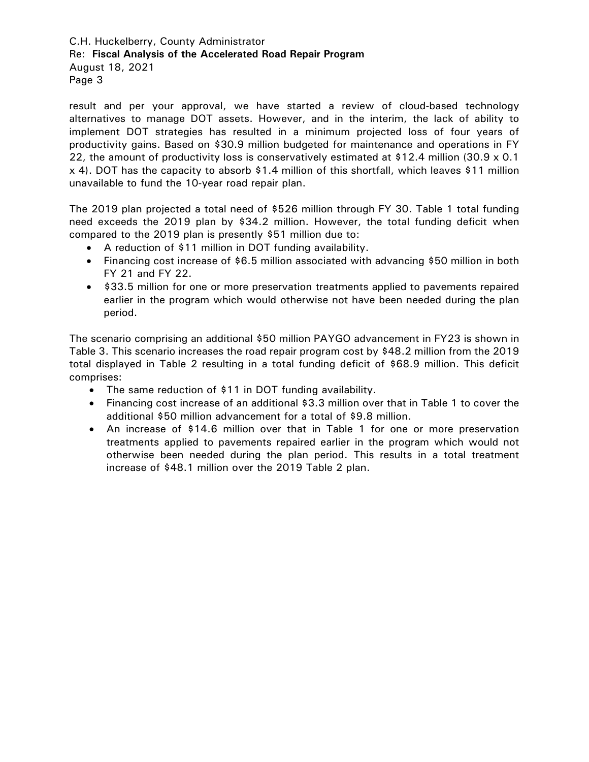result and per your approval, we have started a review of cloud-based technology alternatives to manage DOT assets. However, and in the interim, the lack of ability to implement DOT strategies has resulted in a minimum projected loss of four years of productivity gains. Based on $30.9 million budgeted for maintenance and operations in FY 22, the amount of productivity loss is conservatively estimated at $12.4 million (30.9 x 0.1 x 4). DOT has the capacity to absorb $1.4 million of this shortfall, which leaves $11 million unavailable to fund the 10-year road repair plan.

The 2019 plan projected a total need of $526 million through FY 30. Table 1 total funding need exceeds the 2019 plan by $34.2 million. However, the total funding deficit when compared to the 2019 plan is presently $51 million due to:

- A reduction of $11 million in DOT funding availability.
- Financing cost increase of $6.5 million associated with advancing $50 million in both FY 21 and FY 22.
- $33.5 million for one or more preservation treatments applied to pavements repaired earlier in the program which would otherwise not have been needed during the plan period.

The scenario comprising an additional $50 million PAYGO advancement in FY23 is shown in Table 3. This scenario increases the road repair program cost by $48.2 million from the 2019 total displayed in Table 2 resulting in a total funding deficit of $68.9 million. This deficit comprises:

- The same reduction of $11 in DOT funding availability.
- Financing cost increase of an additional $3.3 million over that in Table 1 to cover the additional $50 million advancement for a total of $9.8 million.
- An increase of $14.6 million over that in Table 1 for one or more preservation treatments applied to pavements repaired earlier in the program which would not otherwise been needed during the plan period. This results in a total treatment increase of $48.1 million over the 2019 Table 2 plan.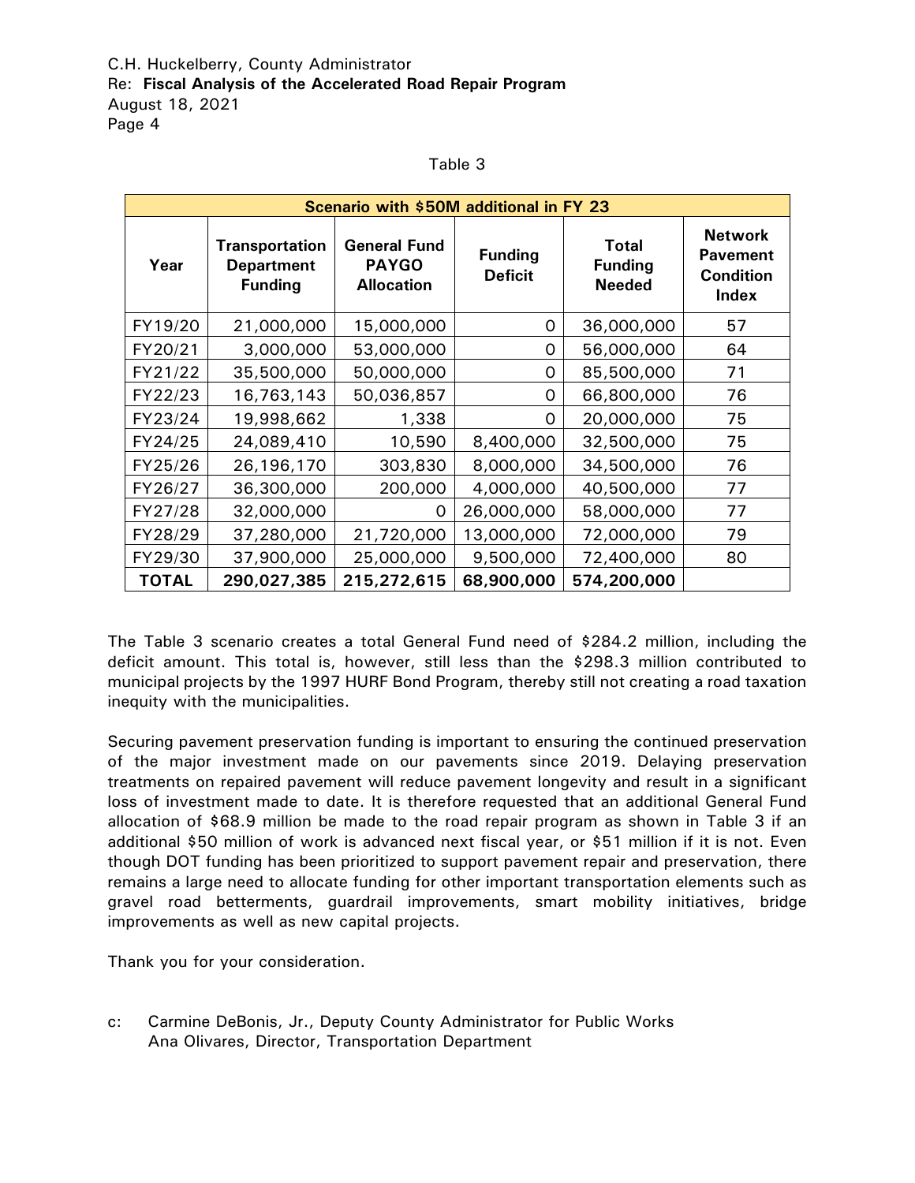Table 3

| Scenario with $50M additional in FY 23 | | | | | |
|---|---|---|---|---|---|
| **Year** | **Transportation Department Funding** | **General Fund PAYGO Allocation** | **Funding Deficit** | **Total Funding Needed** | **Network Pavement Condition Index** |
| FY19/20 | 21,000,000 | 15,000,000 | 0 | 36,000,000 | 57 |
| FY20/21 | 3,000,000 | 53,000,000 | 0 | 56,000,000 | 64 |
| FY21/22 | 35,500,000 | 50,000,000 | 0 | 85,500,000 | 71 |
| FY22/23 | 16,763,143 | 50,036,857 | 0 | 66,800,000 | 76 |
| FY23/24 | 19,998,662 | 1,338 | 0 | 20,000,000 | 75 |
| FY24/25 | 24,089,410 | 10,590 | 8,400,000 | 32,500,000 | 75 |
| FY25/26 | 26,196,170 | 303,830 | 8,000,000 | 34,500,000 | 76 |
| FY26/27 | 36,300,000 | 200,000 | 4,000,000 | 40,500,000 | 77 |
| FY27/28 | 32,000,000 | 0 | 26,000,000 | 58,000,000 | 77 |
| FY28/29 | 37,280,000 | 21,720,000 | 13,000,000 | 72,000,000 | 79 |
| FY29/30 | 37,900,000 | 25,000,000 | 9,500,000 | 72,400,000 | 80 |
| **TOTAL** | **290,027,385** | **215,272,615** | **68,900,000** | **574,200,000** | |

The Table 3 scenario creates a total General Fund need of $284.2 million, including the deficit amount. This total is, however, still less than the $298.3 million contributed to municipal projects by the 1997 HURF Bond Program, thereby still not creating a road taxation inequity with the municipalities.

Securing pavement preservation funding is important to ensuring the continued preservation of the major investment made on our pavements since 2019. Delaying preservation treatments on repaired pavement will reduce pavement longevity and result in a significant loss of investment made to date. It is therefore requested that an additional General Fund allocation of $68.9 million be made to the road repair program as shown in Table 3 if an additional $50 million of work is advanced next fiscal year, or $51 million if it is not. Even though DOT funding has been prioritized to support pavement repair and preservation, there remains a large need to allocate funding for other important transportation elements such as gravel road betterments, guardrail improvements, smart mobility initiatives, bridge improvements as well as new capital projects.

Thank you for your consideration.

c: Carmine DeBonis, Jr., Deputy County Administrator for Public Works
Ana Olivares, Director, Transportation Department